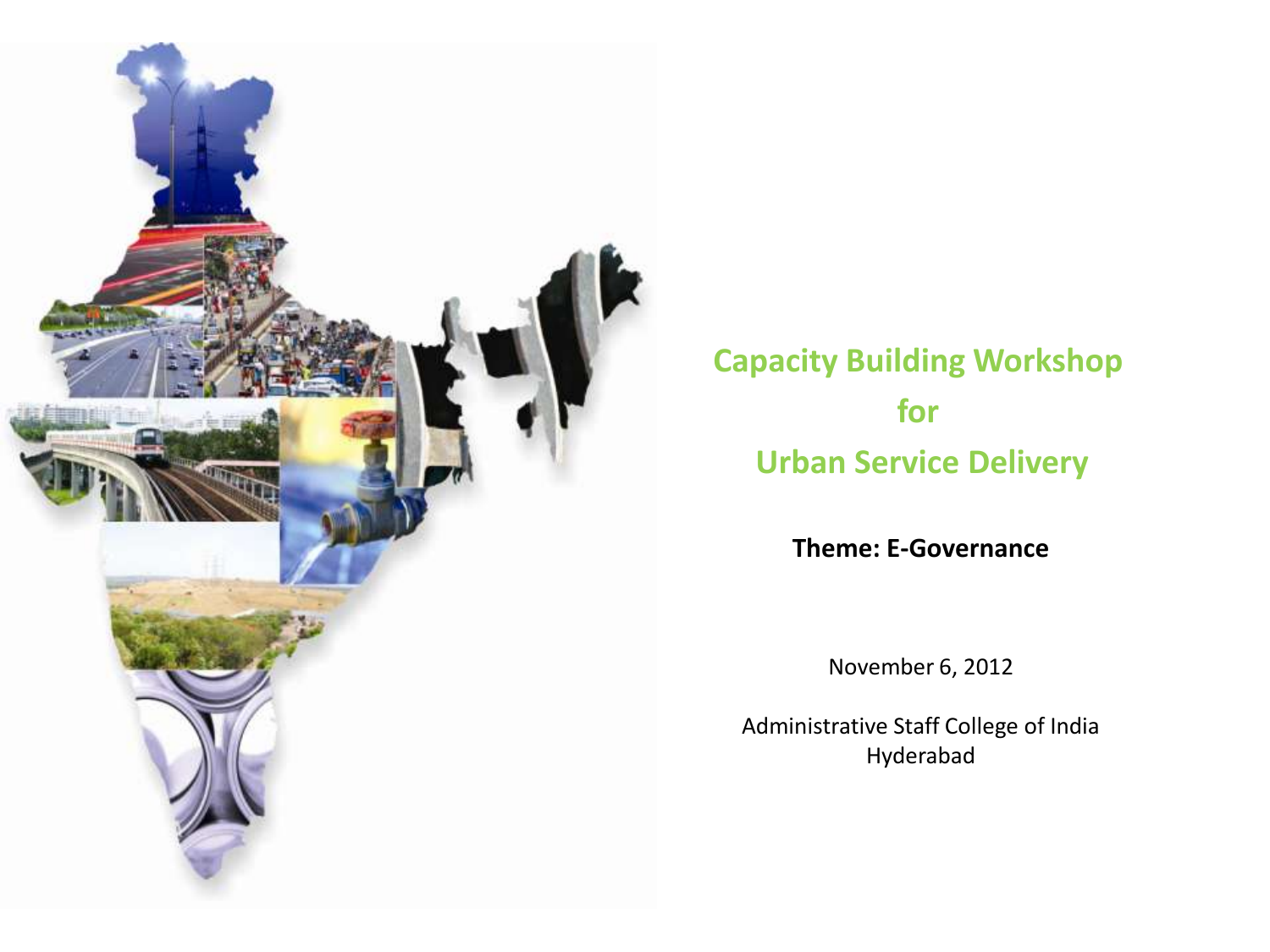# Capacity Building Workshop for Urban Service Delivery

**Theme: E-Governance**

November 6, 2012

Administrative Staff College of India
Hyderabad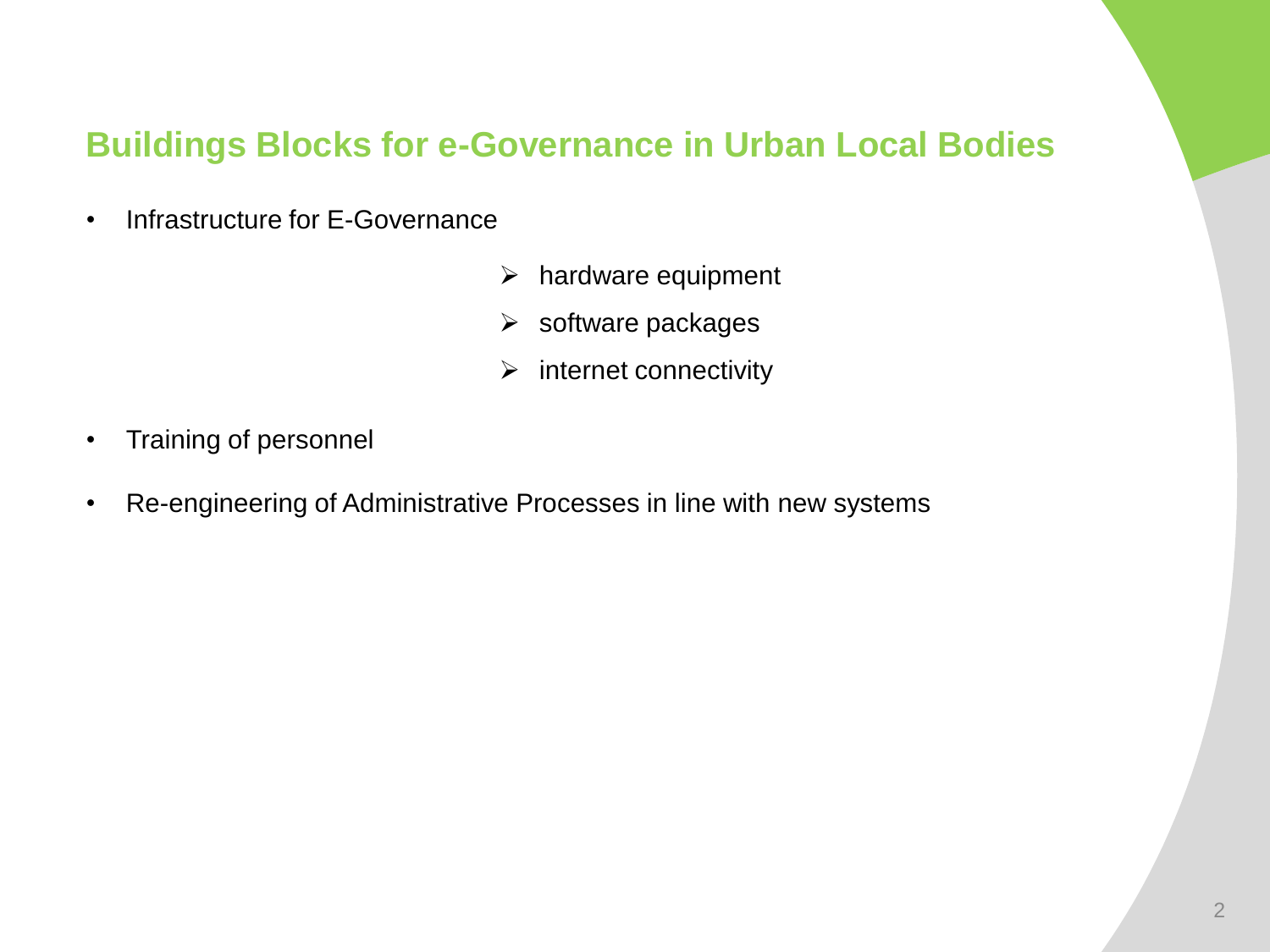## Buildings Blocks for e-Governance in Urban Local Bodies

- Infrastructure for E-Governance
  - hardware equipment
  - software packages
  - internet connectivity
- Training of personnel
- Re-engineering of Administrative Processes in line with new systems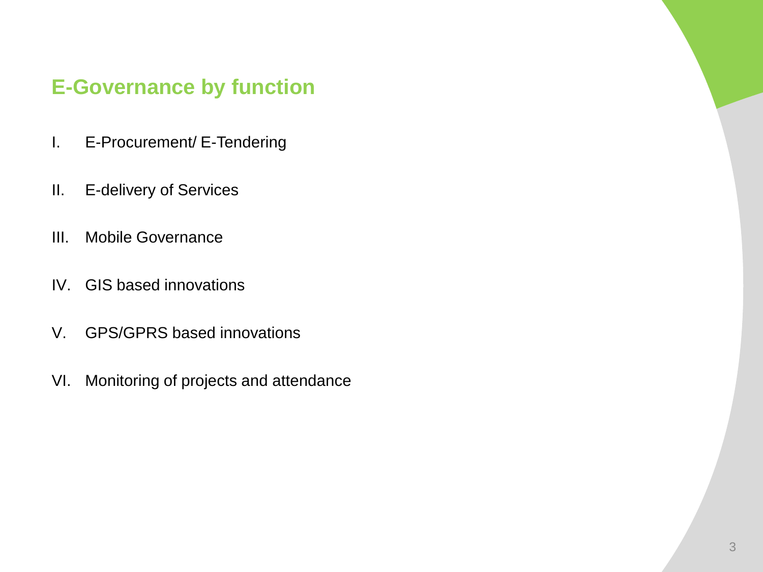## E-Governance by function

I. E-Procurement/ E-Tendering

II. E-delivery of Services

III. Mobile Governance

IV. GIS based innovations

V. GPS/GPRS based innovations

VI. Monitoring of projects and attendance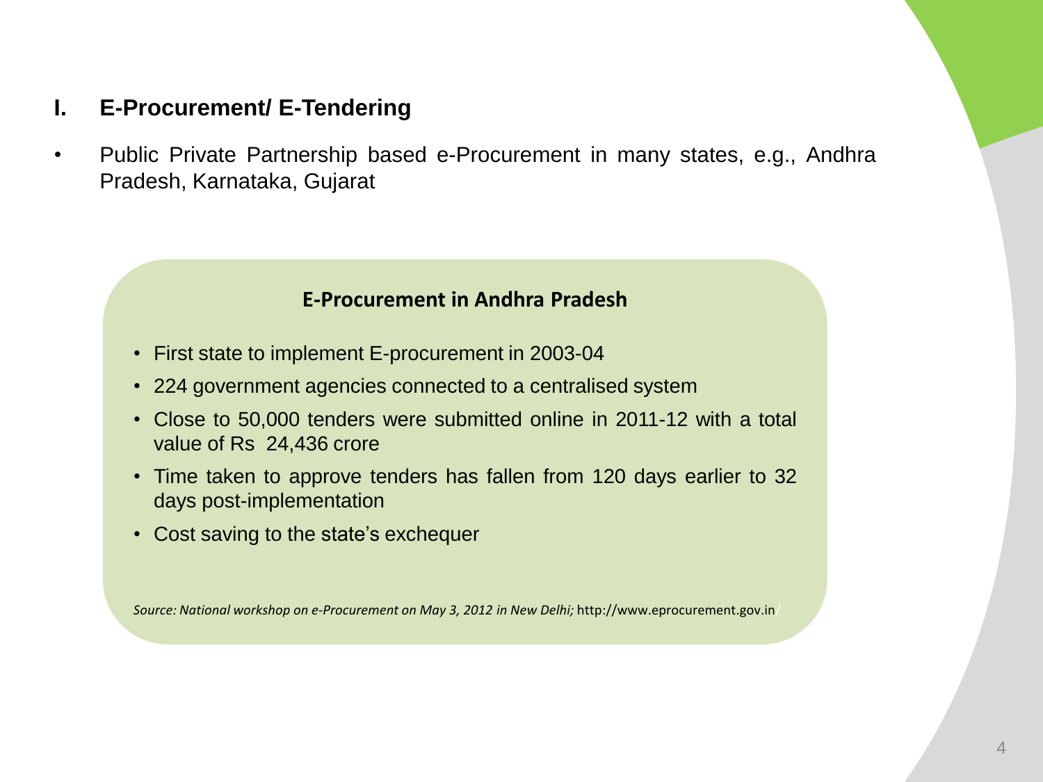## I. E-Procurement/ E-Tendering

- Public Private Partnership based e-Procurement in many states, e.g., Andhra Pradesh, Karnataka, Gujarat

### E-Procurement in Andhra Pradesh

- First state to implement E-procurement in 2003-04
- 224 government agencies connected to a centralised system
- Close to 50,000 tenders were submitted online in 2011-12 with a total value of Rs 24,436 crore
- Time taken to approve tenders has fallen from 120 days earlier to 32 days post-implementation
- Cost saving to the state's exchequer

*Source: National workshop on e-Procurement on May 3, 2012 in New Delhi;* http://www.eprocurement.gov.in/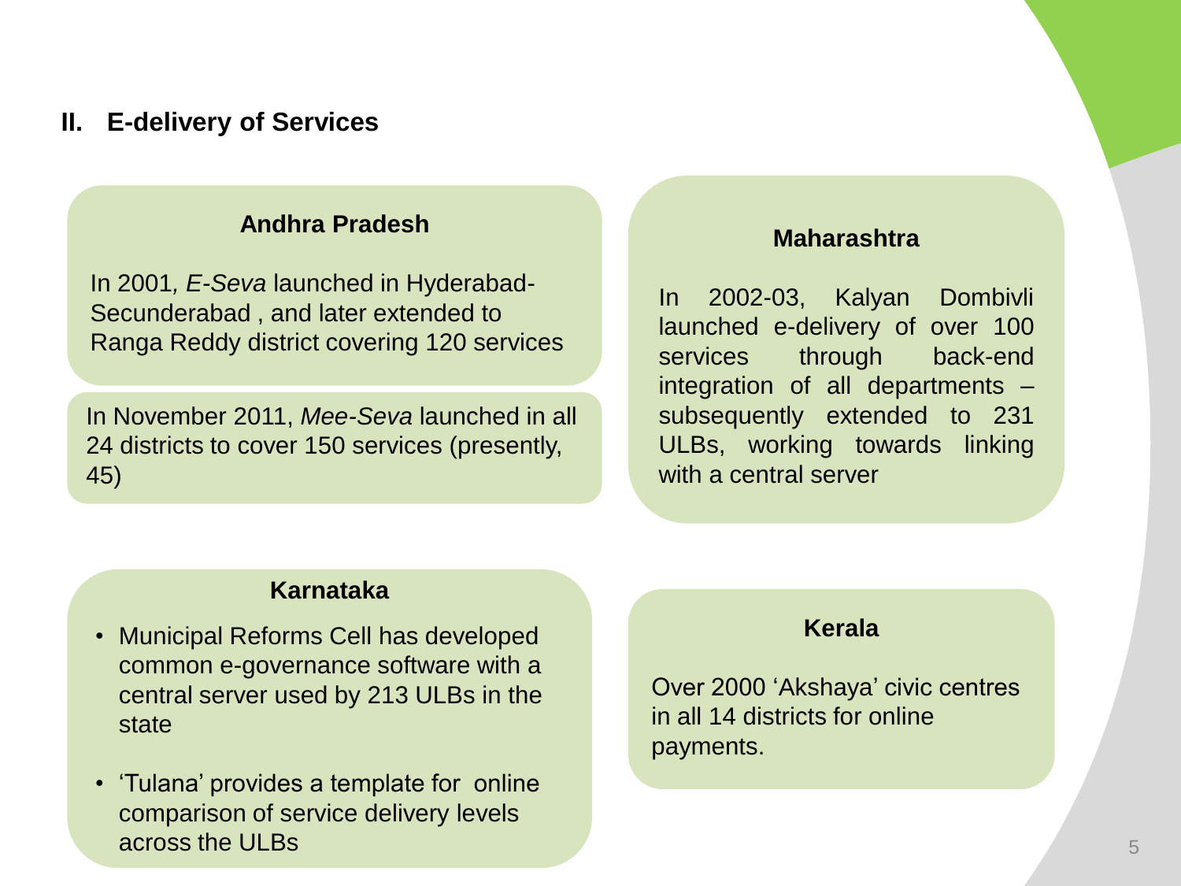## II. E-delivery of Services

### Andhra Pradesh

In 2001*, E-Seva* launched in Hyderabad-Secunderabad , and later extended to Ranga Reddy district covering 120 services

In November 2011, *Mee-Seva* launched in all 24 districts to cover 150 services (presently, 45)

### Maharashtra

In 2002-03, Kalyan Dombivli launched e-delivery of over 100 services through back-end integration of all departments – subsequently extended to 231 ULBs, working towards linking with a central server

### Karnataka

- Municipal Reforms Cell has developed common e-governance software with a central server used by 213 ULBs in the state
- 'Tulana' provides a template for online comparison of service delivery levels across the ULBs

### Kerala

Over 2000 'Akshaya' civic centres in all 14 districts for online payments.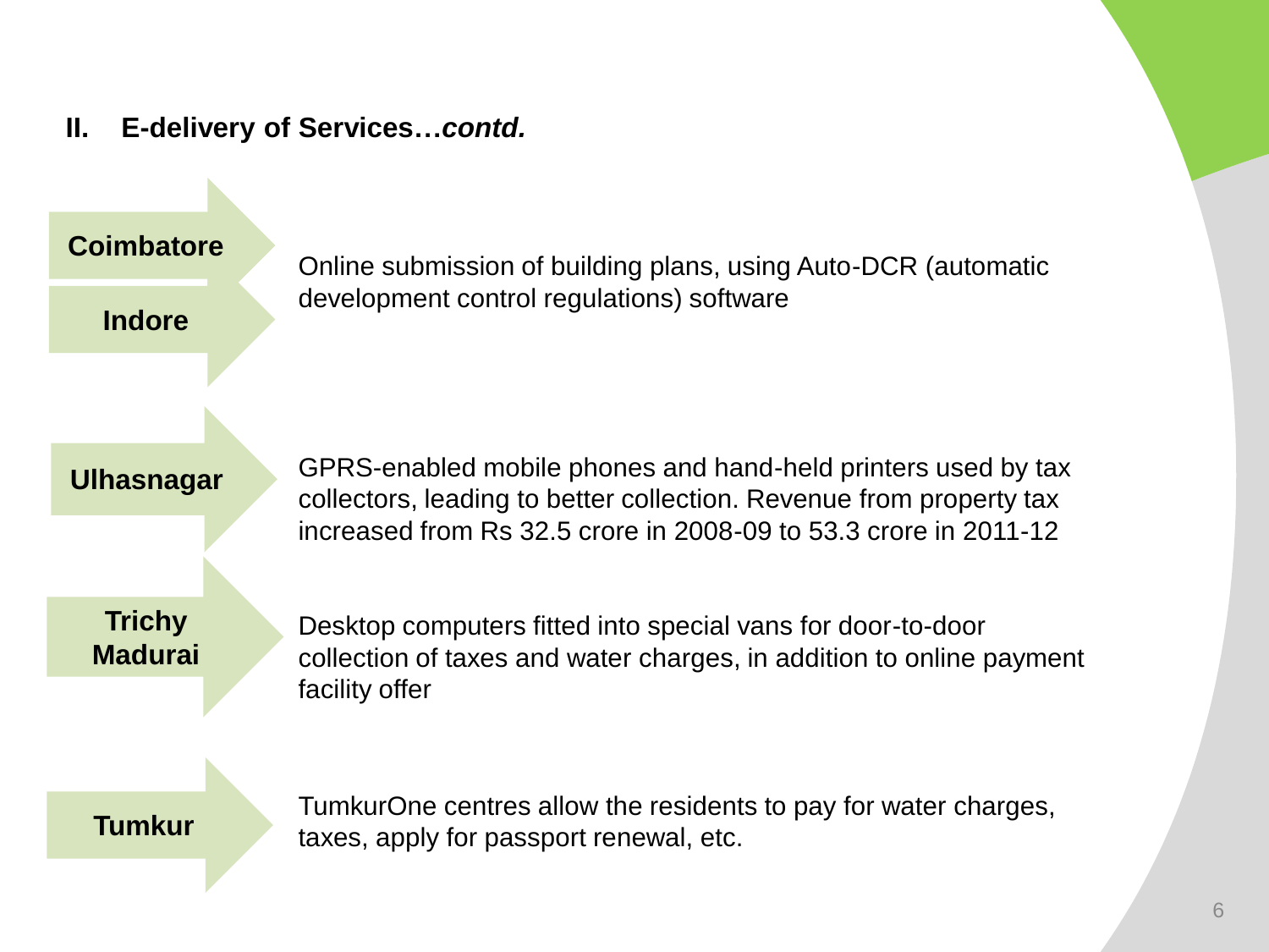## II. E-delivery of Services…*contd.*

| City | Initiative |
| --- | --- |
| **Coimbatore**, **Indore** | Online submission of building plans, using Auto-DCR (automatic development control regulations) software |
| **Ulhasnagar** | GPRS-enabled mobile phones and hand-held printers used by tax collectors, leading to better collection. Revenue from property tax increased from Rs 32.5 crore in 2008-09 to 53.3 crore in 2011-12 |
| **Trichy**, **Madurai** | Desktop computers fitted into special vans for door-to-door collection of taxes and water charges, in addition to online payment facility offer |
| **Tumkur** | TumkurOne centres allow the residents to pay for water charges, taxes, apply for passport renewal, etc. |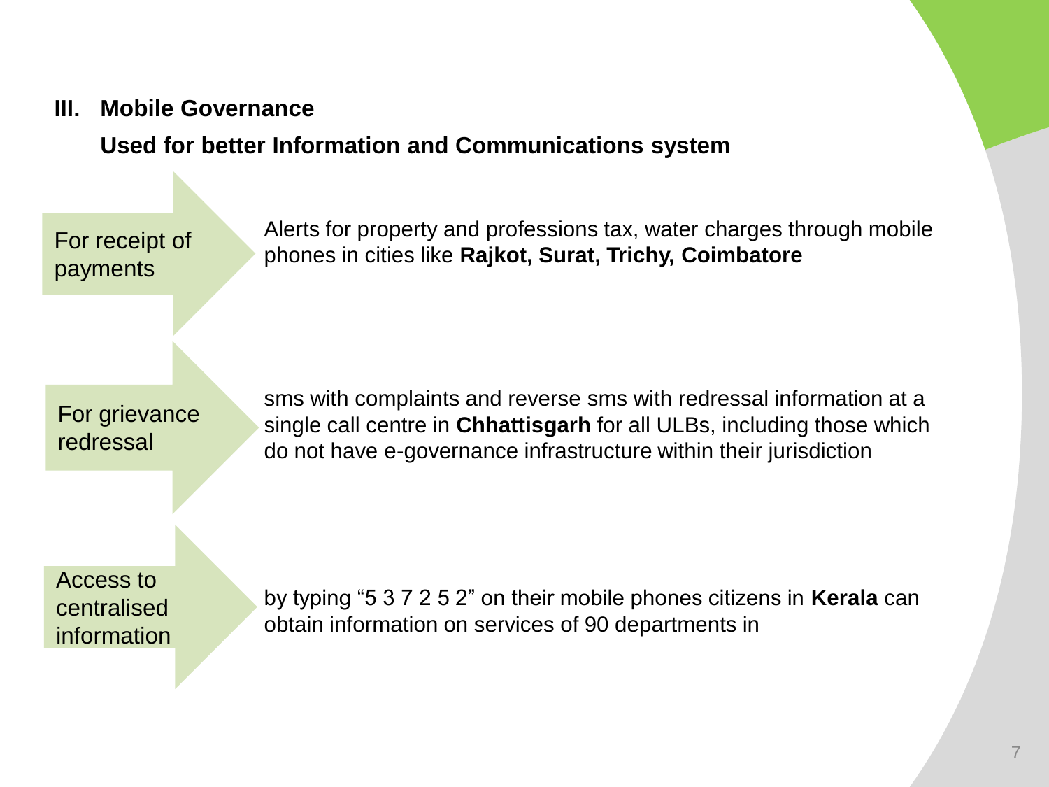## III. Mobile Governance

**Used for better Information and Communications system**

**For receipt of payments**

Alerts for property and professions tax, water charges through mobile phones in cities like **Rajkot, Surat, Trichy, Coimbatore**

**For grievance redressal**

sms with complaints and reverse sms with redressal information at a single call centre in **Chhattisgarh** for all ULBs, including those which do not have e-governance infrastructure within their jurisdiction

**Access to centralised information**

by typing “5 3 7 2 5 2” on their mobile phones citizens in **Kerala** can obtain information on services of 90 departments in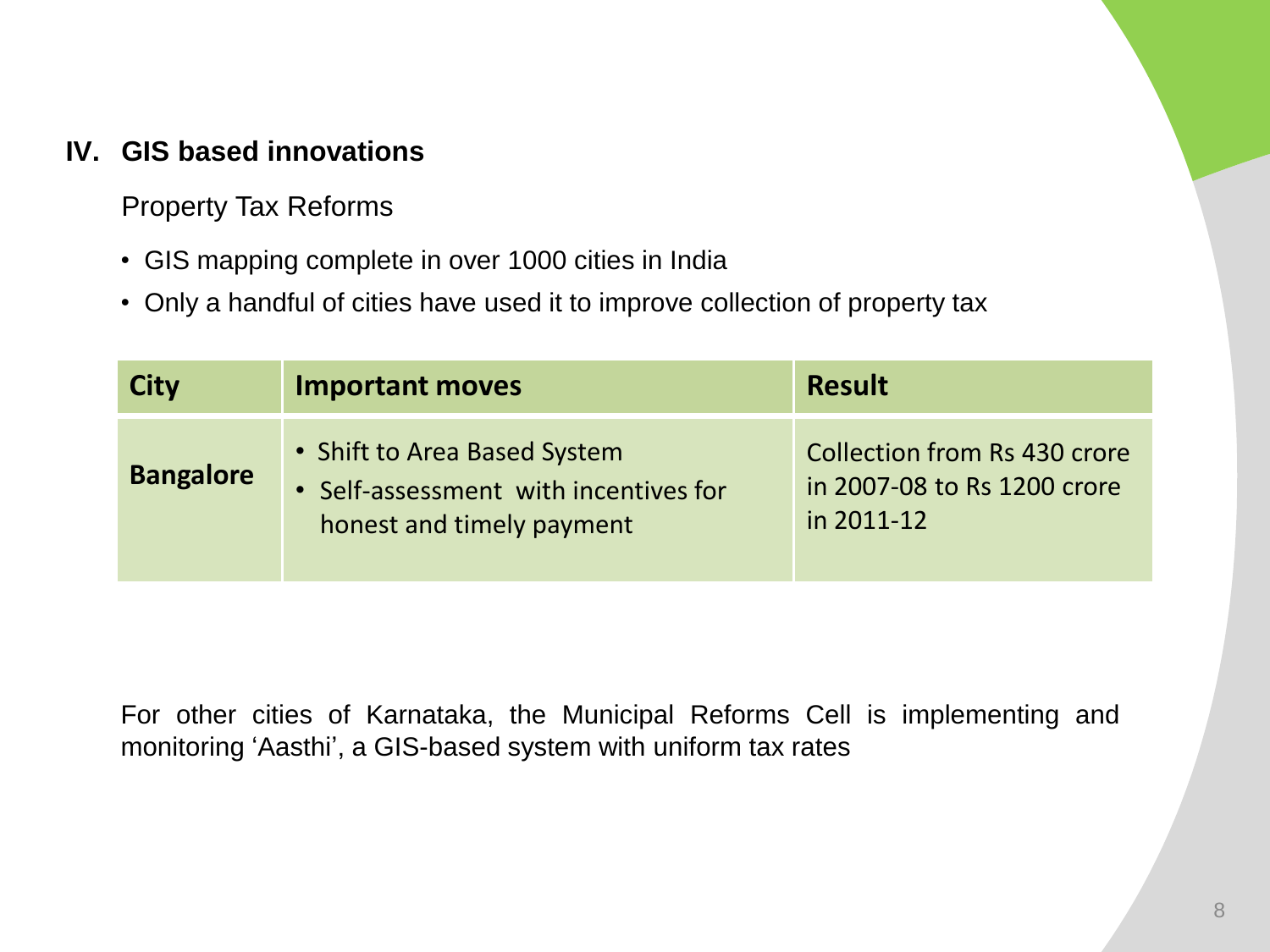## IV. GIS based innovations

Property Tax Reforms

- GIS mapping complete in over 1000 cities in India
- Only a handful of cities have used it to improve collection of property tax

| City | Important moves | Result |
|---|---|---|
| **Bangalore** | • Shift to Area Based System<br>• Self-assessment with incentives for honest and timely payment | Collection from Rs 430 crore in 2007-08 to Rs 1200 crore in 2011-12 |

For other cities of Karnataka, the Municipal Reforms Cell is implementing and monitoring 'Aasthi', a GIS-based system with uniform tax rates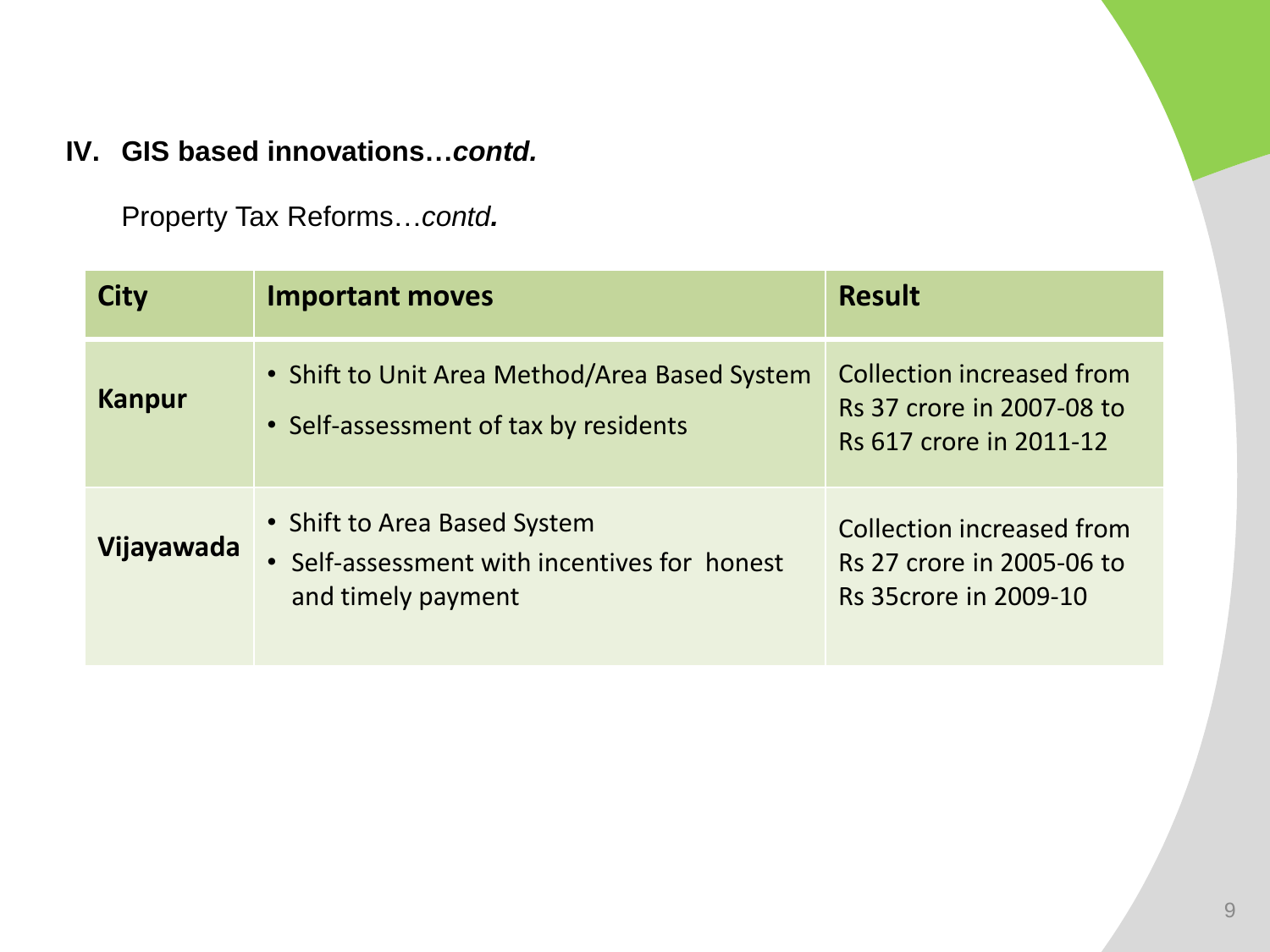## IV. GIS based innovations…*contd.*

Property Tax Reforms…*contd.*

| City | Important moves | Result |
|---|---|---|
| **Kanpur** | • Shift to Unit Area Method/Area Based System<br>• Self-assessment of tax by residents | Collection increased from Rs 37 crore in 2007-08 to Rs 617 crore in 2011-12 |
| **Vijayawada** | • Shift to Area Based System<br>• Self-assessment with incentives for honest and timely payment | Collection increased from Rs 27 crore in 2005-06 to Rs 35crore in 2009-10 |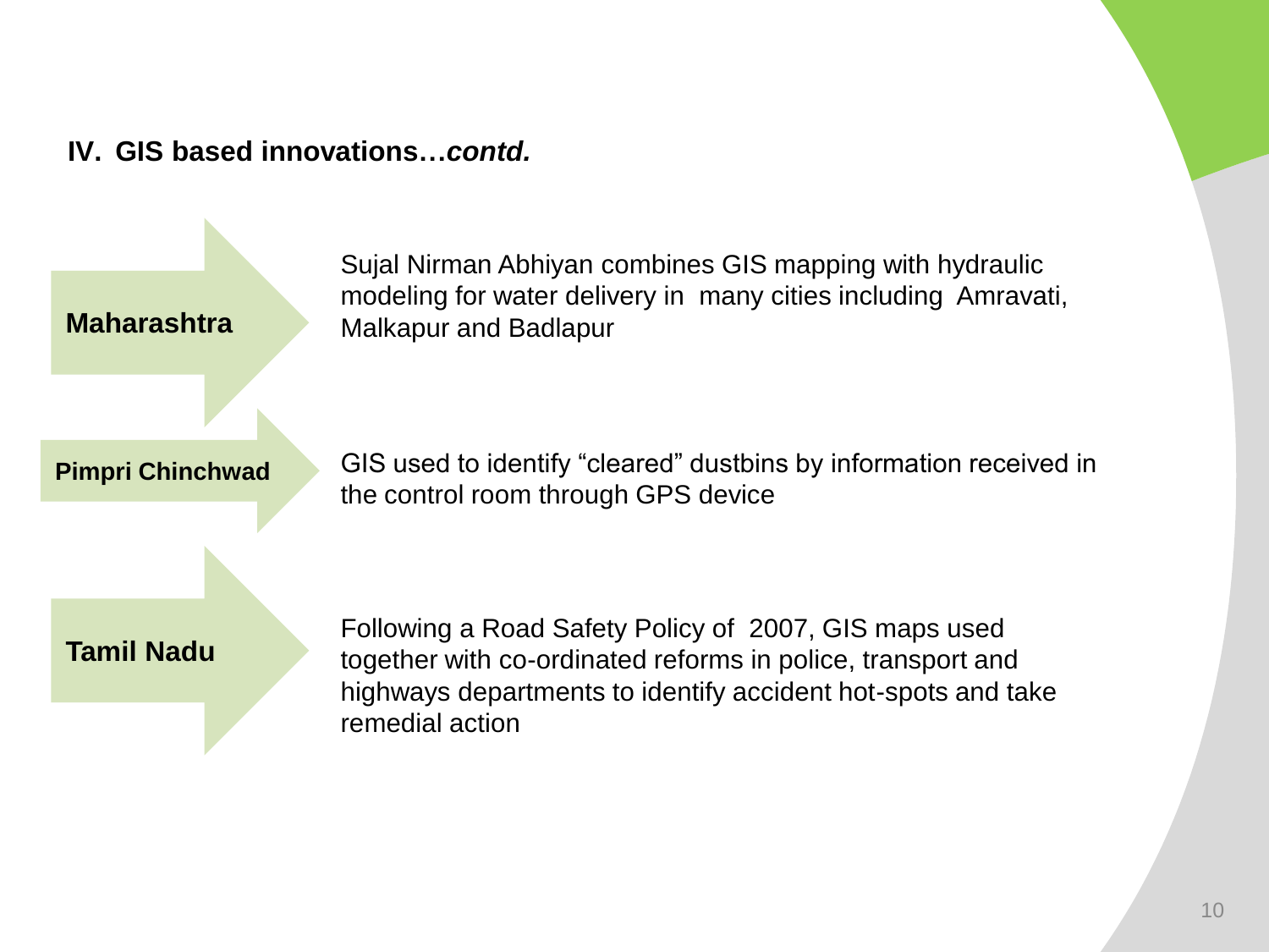## IV. GIS based innovations…*contd.*

**Maharashtra**

Sujal Nirman Abhiyan combines GIS mapping with hydraulic modeling for water delivery in many cities including Amravati, Malkapur and Badlapur

**Pimpri Chinchwad**

GIS used to identify "cleared" dustbins by information received in the control room through GPS device

**Tamil Nadu**

Following a Road Safety Policy of 2007, GIS maps used together with co-ordinated reforms in police, transport and highways departments to identify accident hot-spots and take remedial action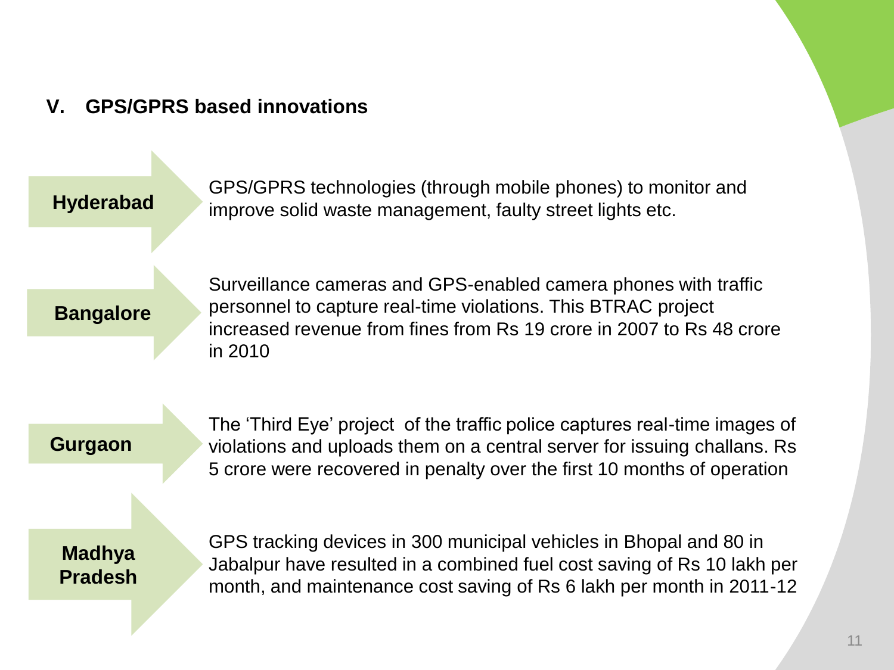## V. GPS/GPRS based innovations

**Hyderabad**

GPS/GPRS technologies (through mobile phones) to monitor and improve solid waste management, faulty street lights etc.

**Bangalore**

Surveillance cameras and GPS-enabled camera phones with traffic personnel to capture real-time violations. This BTRAC project increased revenue from fines from Rs 19 crore in 2007 to Rs 48 crore in 2010

**Gurgaon**

The 'Third Eye' project of the traffic police captures real-time images of violations and uploads them on a central server for issuing challans. Rs 5 crore were recovered in penalty over the first 10 months of operation

**Madhya Pradesh**

GPS tracking devices in 300 municipal vehicles in Bhopal and 80 in Jabalpur have resulted in a combined fuel cost saving of Rs 10 lakh per month, and maintenance cost saving of Rs 6 lakh per month in 2011-12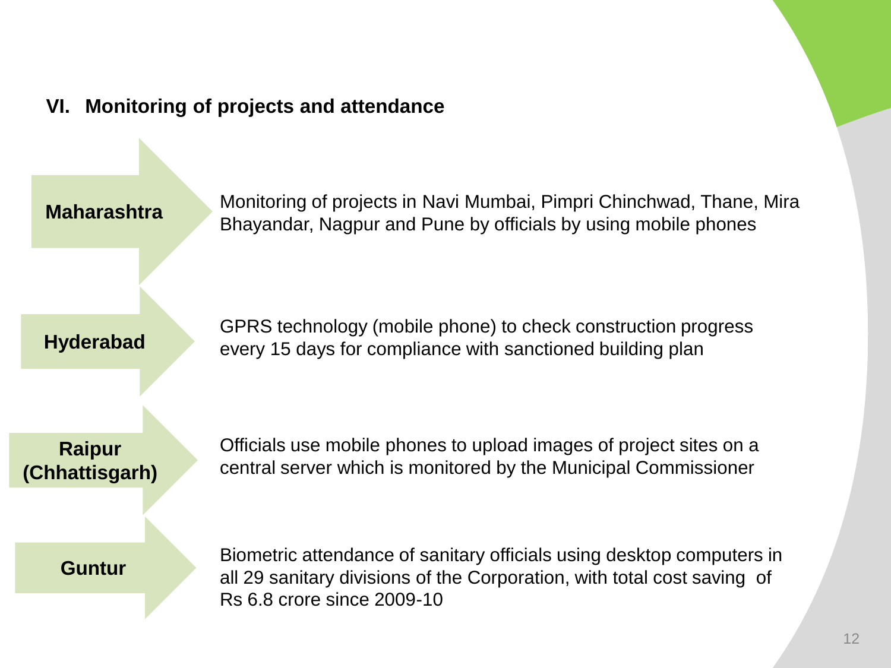## VI. Monitoring of projects and attendance

**Maharashtra**

Monitoring of projects in Navi Mumbai, Pimpri Chinchwad, Thane, Mira Bhayandar, Nagpur and Pune by officials by using mobile phones

**Hyderabad**

GPRS technology (mobile phone) to check construction progress every 15 days for compliance with sanctioned building plan

**Raipur (Chhattisgarh)**

Officials use mobile phones to upload images of project sites on a central server which is monitored by the Municipal Commissioner

**Guntur**

Biometric attendance of sanitary officials using desktop computers in all 29 sanitary divisions of the Corporation, with total cost saving of Rs 6.8 crore since 2009-10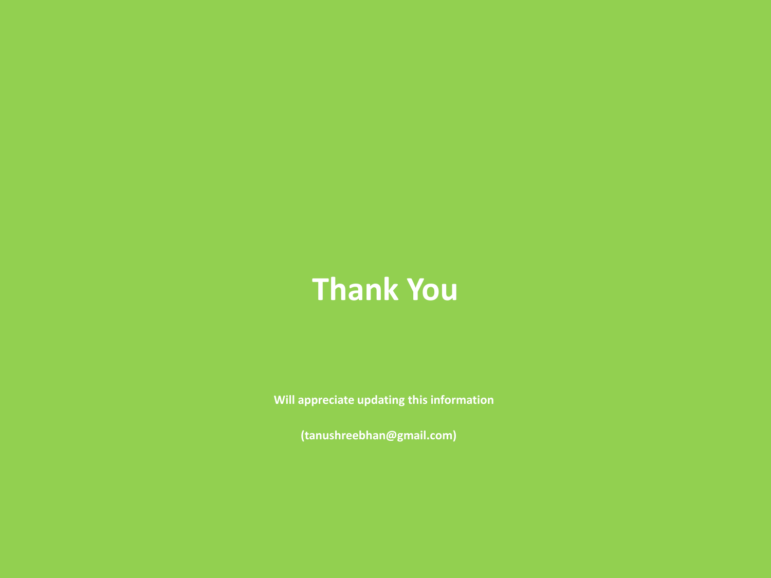# Thank You

**Will appreciate updating this information**

**(tanushreebhan@gmail.com)**